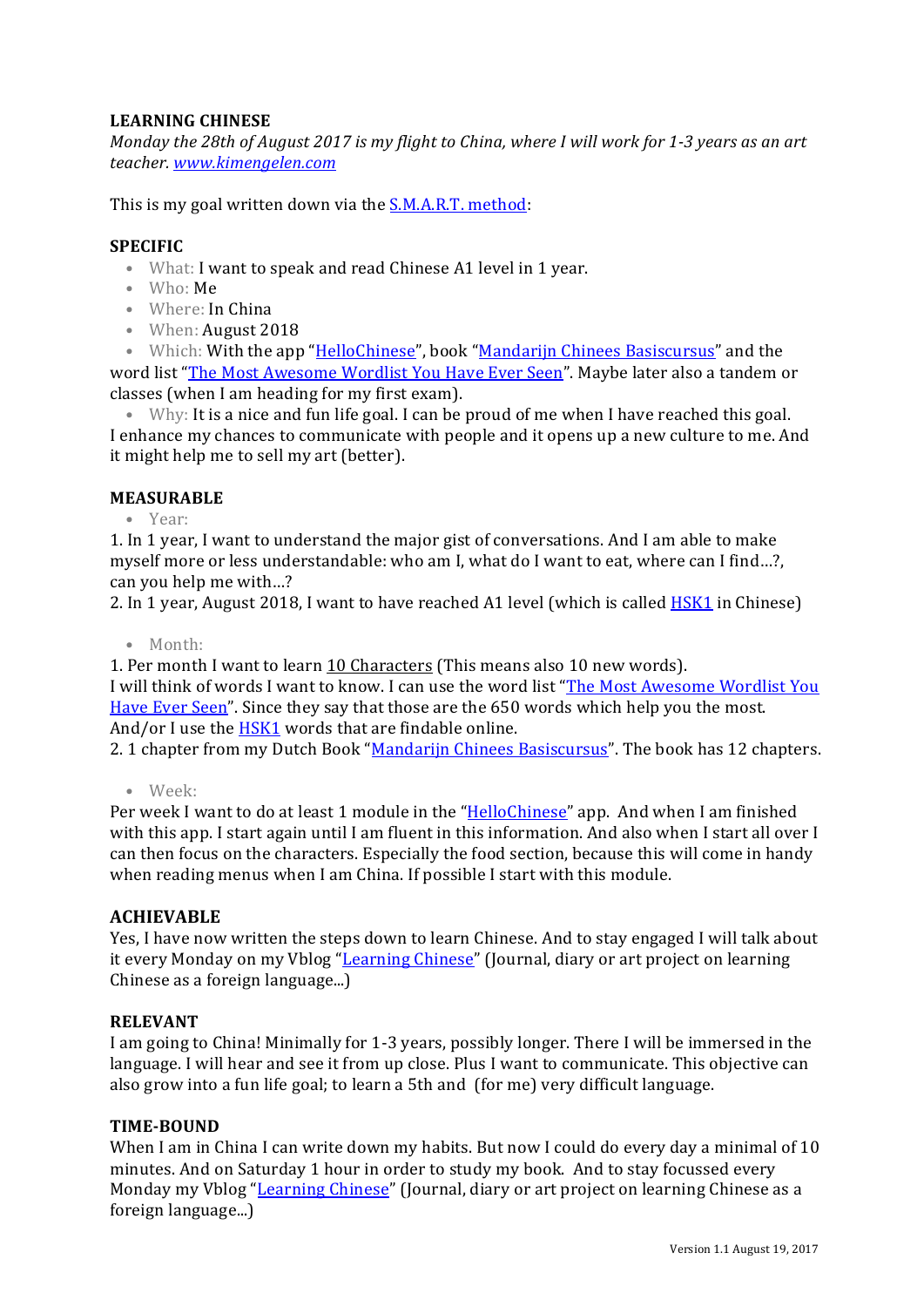# LEARNING CHINESE

*Monday the 28th of August 2017 is my flight to China, where I will work for 1-3 years as an art teacher.* [www.kimengelen.com](www.kimengelen.com)

This is my goal written down via the S.M.A.R.T. method:

## SPECIFIC

- What: I want to speak and read Chinese A1 level in 1 year.
- Who: Me
- Where: In China
- When: August 2018
- Which: With the app "HelloChinese", book "Mandarijn Chinees Basiscursus" and the word list "The Most Awesome Wordlist You Have Ever Seen". Maybe later also a tandem or classes (when I am heading for my first exam).
- Why: It is a nice and fun life goal. I can be proud of me when I have reached this goal. I enhance my chances to communicate with people and it opens up a new culture to me. And it might help me to sell my art (better).

## MEASURABLE

- Year:

1. In 1 year, I want to understand the major gist of conversations. And I am able to make myself more or less understandable: who am I, what do I want to eat, where can I find...?, can you help me with...?
2. In 1 year, August 2018, I want to have reached A1 level (which is called HSK1 in Chinese)

- Month:

1. Per month I want to learn 10 Characters (This means also 10 new words). I will think of words I want to know. I can use the word list "The Most Awesome Wordlist You Have Ever Seen". Since they say that those are the 650 words which help you the most. And/or I use the HSK1 words that are findable online.
2. 1 chapter from my Dutch Book "Mandarijn Chinees Basiscursus". The book has 12 chapters.

- Week:

Per week I want to do at least 1 module in the "HelloChinese" app. And when I am finished with this app. I start again until I am fluent in this information. And also when I start all over I can then focus on the characters. Especially the food section, because this will come in handy when reading menus when I am China. If possible I start with this module.

## ACHIEVABLE

Yes, I have now written the steps down to learn Chinese. And to stay engaged I will talk about it every Monday on my Vblog "Learning Chinese" (Journal, diary or art project on learning Chinese as a foreign language...)

## RELEVANT

I am going to China! Minimally for 1-3 years, possibly longer. There I will be immersed in the language. I will hear and see it from up close. Plus I want to communicate. This objective can also grow into a fun life goal; to learn a 5th and (for me) very difficult language.

## TIME-BOUND

When I am in China I can write down my habits. But now I could do every day a minimal of 10 minutes. And on Saturday 1 hour in order to study my book. And to stay focussed every Monday my Vblog "Learning Chinese" (Journal, diary or art project on learning Chinese as a foreign language...)

Version 1.1 August 19, 2017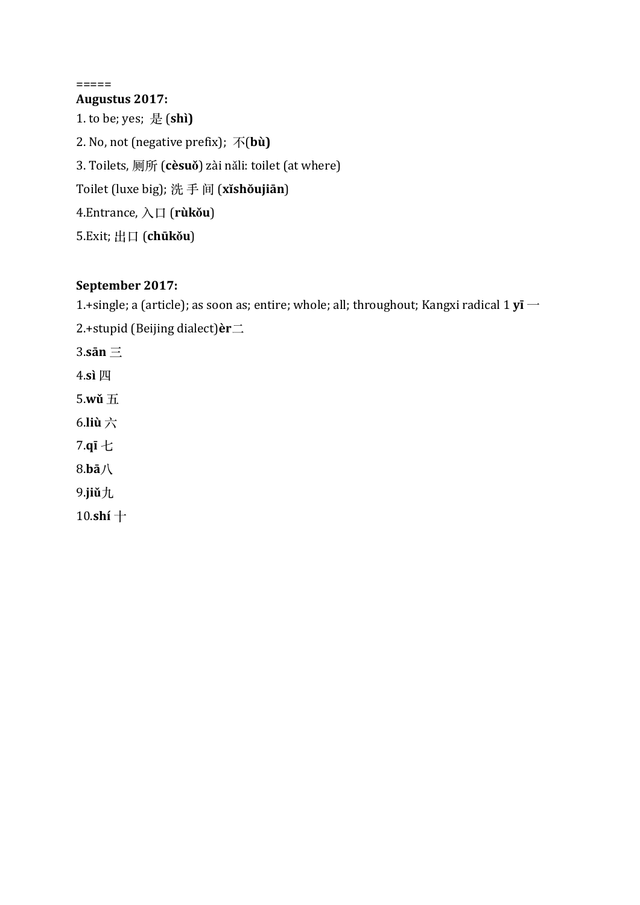=====

**Augustus 2017:**

1. to be; yes; 是 (**shì)**

2. No, not (negative prefix); 不(**bù)**

3. Toilets, 厕所 (**cèsuǒ**) zài nǎli: toilet (at where)

Toilet (luxe big); 洗 手 间 (**xǐshǒujiān**)

4.Entrance, 入口 (**rùkǒu**)

5.Exit; 出口 (**chūkǒu**)

**September 2017:**

1.+single; a (article); as soon as; entire; whole; all; throughout; Kangxi radical 1 **yī** 一

2.+stupid (Beijing dialect)**èr**二

3.**sān** 三

4.**sì** 四

5.**wǔ** 五

6.**liù** 六

7.**qī** 七

8.**bā**八

9.**jiǔ**九

10.**shí** 十